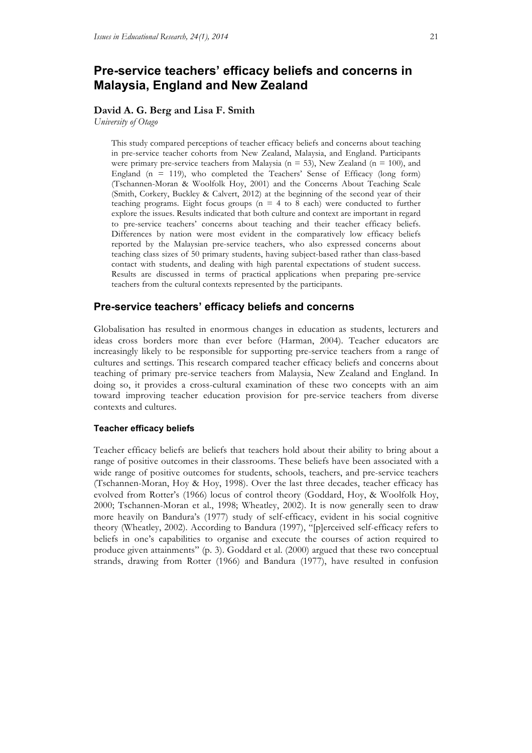# Pre-service teachers' efficacy beliefs and concerns in Malaysia, England and New Zealand

**David A. G. Berg and Lisa F. Smith**

*University of Otago*

> This study compared perceptions of teacher efficacy beliefs and concerns about teaching in pre-service teacher cohorts from New Zealand, Malaysia, and England. Participants were primary pre-service teachers from Malaysia (n = 53), New Zealand (n = 100), and England (n = 119), who completed the Teachers' Sense of Efficacy (long form) (Tschannen-Moran & Woolfolk Hoy, 2001) and the Concerns About Teaching Scale (Smith, Corkery, Buckley & Calvert, 2012) at the beginning of the second year of their teaching programs. Eight focus groups (n = 4 to 8 each) were conducted to further explore the issues. Results indicated that both culture and context are important in regard to pre-service teachers' concerns about teaching and their teacher efficacy beliefs. Differences by nation were most evident in the comparatively low efficacy beliefs reported by the Malaysian pre-service teachers, who also expressed concerns about teaching class sizes of 50 primary students, having subject-based rather than class-based contact with students, and dealing with high parental expectations of student success. Results are discussed in terms of practical applications when preparing pre-service teachers from the cultural contexts represented by the participants.

## Pre-service teachers' efficacy beliefs and concerns

Globalisation has resulted in enormous changes in education as students, lecturers and ideas cross borders more than ever before (Harman, 2004). Teacher educators are increasingly likely to be responsible for supporting pre-service teachers from a range of cultures and settings. This research compared teacher efficacy beliefs and concerns about teaching of primary pre-service teachers from Malaysia, New Zealand and England. In doing so, it provides a cross-cultural examination of these two concepts with an aim toward improving teacher education provision for pre-service teachers from diverse contexts and cultures.

### Teacher efficacy beliefs

Teacher efficacy beliefs are beliefs that teachers hold about their ability to bring about a range of positive outcomes in their classrooms. These beliefs have been associated with a wide range of positive outcomes for students, schools, teachers, and pre-service teachers (Tschannen-Moran, Hoy & Hoy, 1998). Over the last three decades, teacher efficacy has evolved from Rotter's (1966) locus of control theory (Goddard, Hoy, & Woolfolk Hoy, 2000; Tschannen-Moran et al., 1998; Wheatley, 2002). It is now generally seen to draw more heavily on Bandura's (1977) study of self-efficacy, evident in his social cognitive theory (Wheatley, 2002). According to Bandura (1997), "[p]erceived self-efficacy refers to beliefs in one's capabilities to organise and execute the courses of action required to produce given attainments" (p. 3). Goddard et al. (2000) argued that these two conceptual strands, drawing from Rotter (1966) and Bandura (1977), have resulted in confusion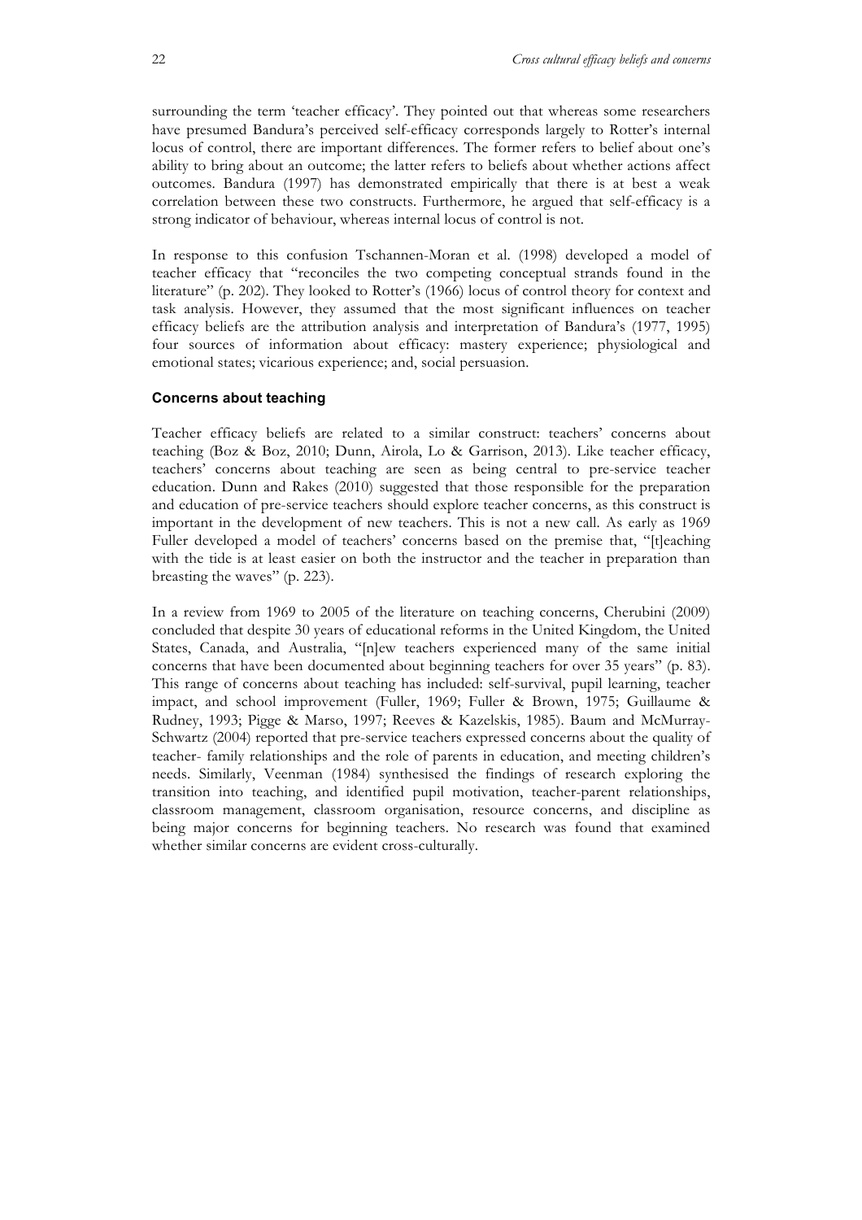surrounding the term 'teacher efficacy'. They pointed out that whereas some researchers have presumed Bandura's perceived self-efficacy corresponds largely to Rotter's internal locus of control, there are important differences. The former refers to belief about one's ability to bring about an outcome; the latter refers to beliefs about whether actions affect outcomes. Bandura (1997) has demonstrated empirically that there is at best a weak correlation between these two constructs. Furthermore, he argued that self-efficacy is a strong indicator of behaviour, whereas internal locus of control is not.

In response to this confusion Tschannen-Moran et al. (1998) developed a model of teacher efficacy that "reconciles the two competing conceptual strands found in the literature" (p. 202). They looked to Rotter's (1966) locus of control theory for context and task analysis. However, they assumed that the most significant influences on teacher efficacy beliefs are the attribution analysis and interpretation of Bandura's (1977, 1995) four sources of information about efficacy: mastery experience; physiological and emotional states; vicarious experience; and, social persuasion.

#### Concerns about teaching

Teacher efficacy beliefs are related to a similar construct: teachers' concerns about teaching (Boz & Boz, 2010; Dunn, Airola, Lo & Garrison, 2013). Like teacher efficacy, teachers' concerns about teaching are seen as being central to pre-service teacher education. Dunn and Rakes (2010) suggested that those responsible for the preparation and education of pre-service teachers should explore teacher concerns, as this construct is important in the development of new teachers. This is not a new call. As early as 1969 Fuller developed a model of teachers' concerns based on the premise that, "[t]eaching with the tide is at least easier on both the instructor and the teacher in preparation than breasting the waves" (p. 223).

In a review from 1969 to 2005 of the literature on teaching concerns, Cherubini (2009) concluded that despite 30 years of educational reforms in the United Kingdom, the United States, Canada, and Australia, "[n]ew teachers experienced many of the same initial concerns that have been documented about beginning teachers for over 35 years" (p. 83). This range of concerns about teaching has included: self-survival, pupil learning, teacher impact, and school improvement (Fuller, 1969; Fuller & Brown, 1975; Guillaume & Rudney, 1993; Pigge & Marso, 1997; Reeves & Kazelskis, 1985). Baum and McMurray-Schwartz (2004) reported that pre-service teachers expressed concerns about the quality of teacher- family relationships and the role of parents in education, and meeting children's needs. Similarly, Veenman (1984) synthesised the findings of research exploring the transition into teaching, and identified pupil motivation, teacher-parent relationships, classroom management, classroom organisation, resource concerns, and discipline as being major concerns for beginning teachers. No research was found that examined whether similar concerns are evident cross-culturally.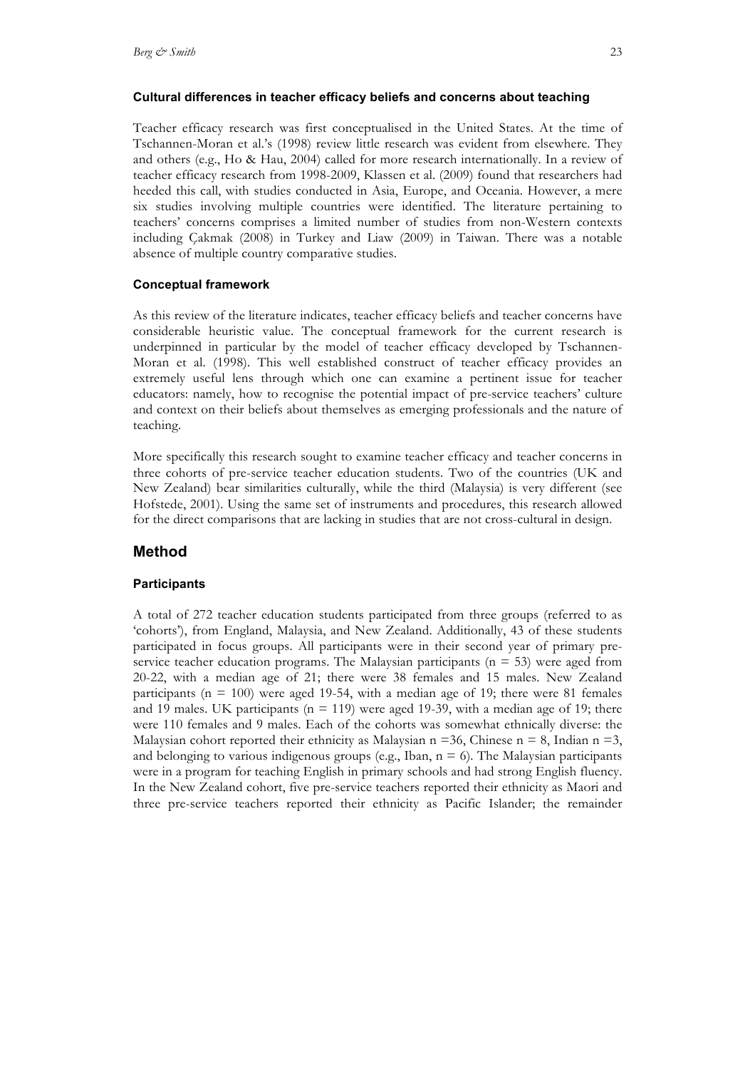### Cultural differences in teacher efficacy beliefs and concerns about teaching

Teacher efficacy research was first conceptualised in the United States. At the time of Tschannen-Moran et al.'s (1998) review little research was evident from elsewhere. They and others (e.g., Ho & Hau, 2004) called for more research internationally. In a review of teacher efficacy research from 1998-2009, Klassen et al. (2009) found that researchers had heeded this call, with studies conducted in Asia, Europe, and Oceania. However, a mere six studies involving multiple countries were identified. The literature pertaining to teachers' concerns comprises a limited number of studies from non-Western contexts including Çakmak (2008) in Turkey and Liaw (2009) in Taiwan. There was a notable absence of multiple country comparative studies.

### Conceptual framework

As this review of the literature indicates, teacher efficacy beliefs and teacher concerns have considerable heuristic value. The conceptual framework for the current research is underpinned in particular by the model of teacher efficacy developed by Tschannen-Moran et al. (1998). This well established construct of teacher efficacy provides an extremely useful lens through which one can examine a pertinent issue for teacher educators: namely, how to recognise the potential impact of pre-service teachers' culture and context on their beliefs about themselves as emerging professionals and the nature of teaching.

More specifically this research sought to examine teacher efficacy and teacher concerns in three cohorts of pre-service teacher education students. Two of the countries (UK and New Zealand) bear similarities culturally, while the third (Malaysia) is very different (see Hofstede, 2001). Using the same set of instruments and procedures, this research allowed for the direct comparisons that are lacking in studies that are not cross-cultural in design.

## Method

### Participants

A total of 272 teacher education students participated from three groups (referred to as 'cohorts'), from England, Malaysia, and New Zealand. Additionally, 43 of these students participated in focus groups. All participants were in their second year of primary pre-service teacher education programs. The Malaysian participants (n = 53) were aged from 20-22, with a median age of 21; there were 38 females and 15 males. New Zealand participants (n = 100) were aged 19-54, with a median age of 19; there were 81 females and 19 males. UK participants (n = 119) were aged 19-39, with a median age of 19; there were 110 females and 9 males. Each of the cohorts was somewhat ethnically diverse: the Malaysian cohort reported their ethnicity as Malaysian n =36, Chinese n = 8, Indian n =3, and belonging to various indigenous groups (e.g., Iban, n = 6). The Malaysian participants were in a program for teaching English in primary schools and had strong English fluency. In the New Zealand cohort, five pre-service teachers reported their ethnicity as Maori and three pre-service teachers reported their ethnicity as Pacific Islander; the remainder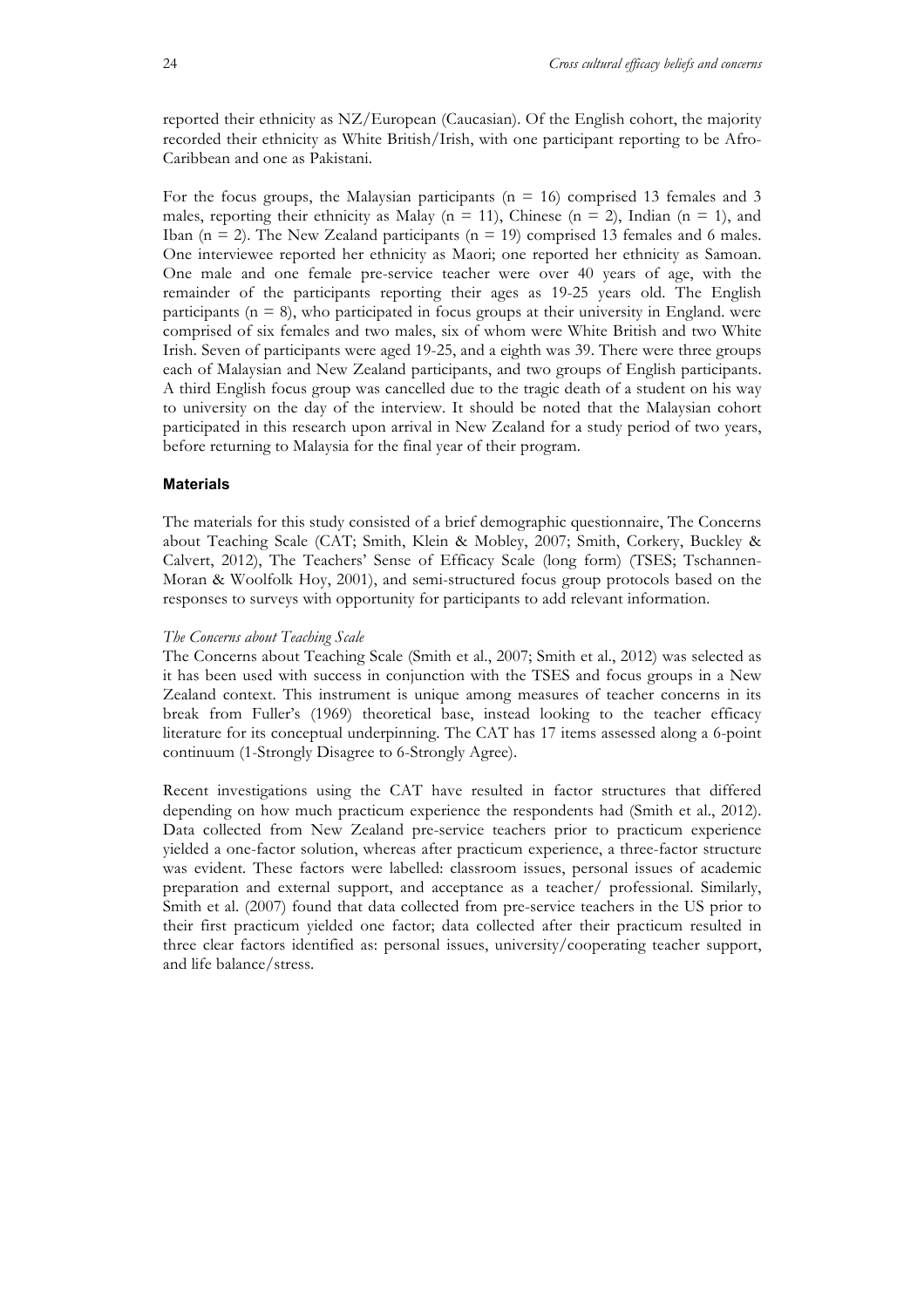reported their ethnicity as NZ/European (Caucasian). Of the English cohort, the majority recorded their ethnicity as White British/Irish, with one participant reporting to be Afro-Caribbean and one as Pakistani.

For the focus groups, the Malaysian participants ($n = 16$) comprised 13 females and 3 males, reporting their ethnicity as Malay ($n = 11$), Chinese ($n = 2$), Indian ($n = 1$), and Iban ($n = 2$). The New Zealand participants ($n = 19$) comprised 13 females and 6 males. One interviewee reported her ethnicity as Maori; one reported her ethnicity as Samoan. One male and one female pre-service teacher were over 40 years of age, with the remainder of the participants reporting their ages as 19-25 years old. The English participants ($n = 8$), who participated in focus groups at their university in England. were comprised of six females and two males, six of whom were White British and two White Irish. Seven of participants were aged 19-25, and a eighth was 39. There were three groups each of Malaysian and New Zealand participants, and two groups of English participants. A third English focus group was cancelled due to the tragic death of a student on his way to university on the day of the interview. It should be noted that the Malaysian cohort participated in this research upon arrival in New Zealand for a study period of two years, before returning to Malaysia for the final year of their program.

### Materials

The materials for this study consisted of a brief demographic questionnaire, The Concerns about Teaching Scale (CAT; Smith, Klein & Mobley, 2007; Smith, Corkery, Buckley & Calvert, 2012), The Teachers' Sense of Efficacy Scale (long form) (TSES; Tschannen-Moran & Woolfolk Hoy, 2001), and semi-structured focus group protocols based on the responses to surveys with opportunity for participants to add relevant information.

#### *The Concerns about Teaching Scale*

The Concerns about Teaching Scale (Smith et al., 2007; Smith et al., 2012) was selected as it has been used with success in conjunction with the TSES and focus groups in a New Zealand context. This instrument is unique among measures of teacher concerns in its break from Fuller's (1969) theoretical base, instead looking to the teacher efficacy literature for its conceptual underpinning. The CAT has 17 items assessed along a 6-point continuum (1-Strongly Disagree to 6-Strongly Agree).

Recent investigations using the CAT have resulted in factor structures that differed depending on how much practicum experience the respondents had (Smith et al., 2012). Data collected from New Zealand pre-service teachers prior to practicum experience yielded a one-factor solution, whereas after practicum experience, a three-factor structure was evident. These factors were labelled: classroom issues, personal issues of academic preparation and external support, and acceptance as a teacher/ professional. Similarly, Smith et al. (2007) found that data collected from pre-service teachers in the US prior to their first practicum yielded one factor; data collected after their practicum resulted in three clear factors identified as: personal issues, university/cooperating teacher support, and life balance/stress.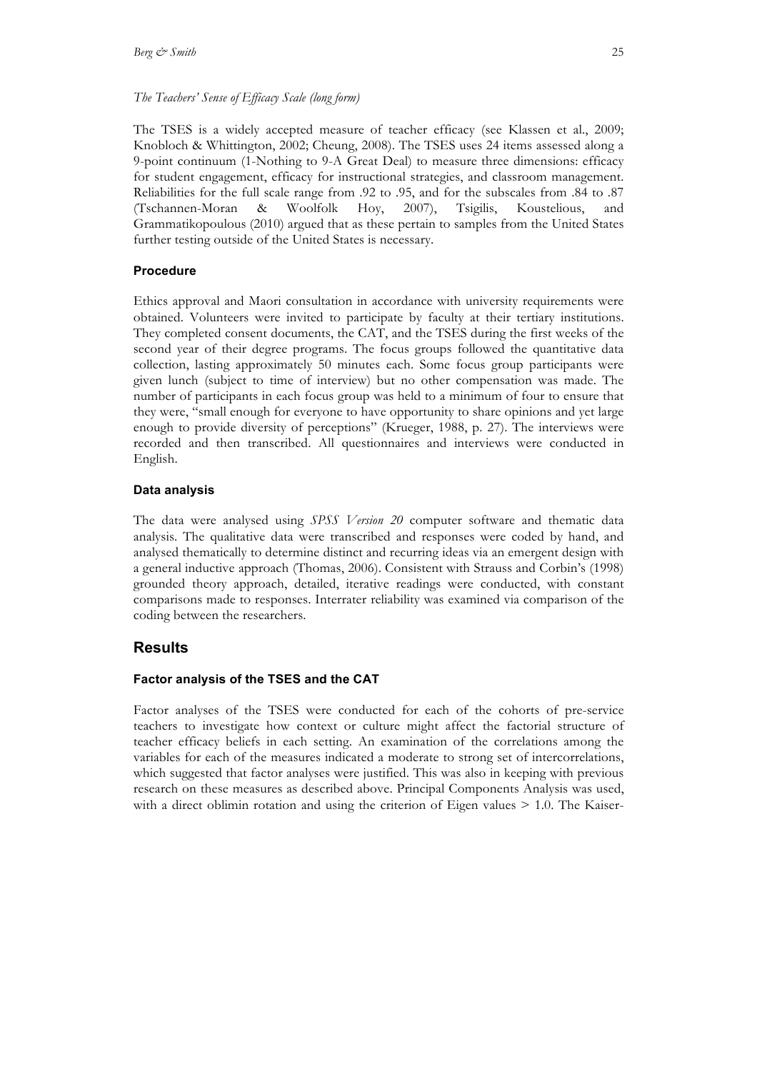*The Teachers' Sense of Efficacy Scale (long form)*

The TSES is a widely accepted measure of teacher efficacy (see Klassen et al., 2009; Knobloch & Whittington, 2002; Cheung, 2008). The TSES uses 24 items assessed along a 9-point continuum (1-Nothing to 9-A Great Deal) to measure three dimensions: efficacy for student engagement, efficacy for instructional strategies, and classroom management. Reliabilities for the full scale range from .92 to .95, and for the subscales from .84 to .87 (Tschannen-Moran & Woolfolk Hoy, 2007), Tsigilis, Koustelious, and Grammatikopoulous (2010) argued that as these pertain to samples from the United States further testing outside of the United States is necessary.

### Procedure

Ethics approval and Maori consultation in accordance with university requirements were obtained. Volunteers were invited to participate by faculty at their tertiary institutions. They completed consent documents, the CAT, and the TSES during the first weeks of the second year of their degree programs. The focus groups followed the quantitative data collection, lasting approximately 50 minutes each. Some focus group participants were given lunch (subject to time of interview) but no other compensation was made. The number of participants in each focus group was held to a minimum of four to ensure that they were, "small enough for everyone to have opportunity to share opinions and yet large enough to provide diversity of perceptions" (Krueger, 1988, p. 27). The interviews were recorded and then transcribed. All questionnaires and interviews were conducted in English.

### Data analysis

The data were analysed using *SPSS Version 20* computer software and thematic data analysis. The qualitative data were transcribed and responses were coded by hand, and analysed thematically to determine distinct and recurring ideas via an emergent design with a general inductive approach (Thomas, 2006). Consistent with Strauss and Corbin's (1998) grounded theory approach, detailed, iterative readings were conducted, with constant comparisons made to responses. Interrater reliability was examined via comparison of the coding between the researchers.

## Results

### Factor analysis of the TSES and the CAT

Factor analyses of the TSES were conducted for each of the cohorts of pre-service teachers to investigate how context or culture might affect the factorial structure of teacher efficacy beliefs in each setting. An examination of the correlations among the variables for each of the measures indicated a moderate to strong set of intercorrelations, which suggested that factor analyses were justified. This was also in keeping with previous research on these measures as described above. Principal Components Analysis was used, with a direct oblimin rotation and using the criterion of Eigen values > 1.0. The Kaiser-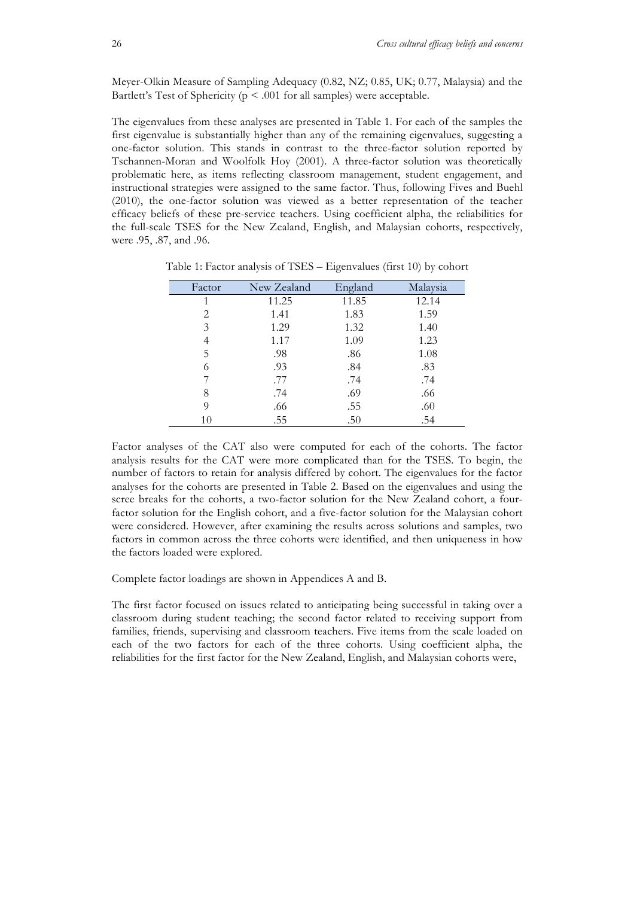Meyer-Olkin Measure of Sampling Adequacy (0.82, NZ; 0.85, UK; 0.77, Malaysia) and the Bartlett's Test of Sphericity ($p < .001$ for all samples) were acceptable.

The eigenvalues from these analyses are presented in Table 1. For each of the samples the first eigenvalue is substantially higher than any of the remaining eigenvalues, suggesting a one-factor solution. This stands in contrast to the three-factor solution reported by Tschannen-Moran and Woolfolk Hoy (2001). A three-factor solution was theoretically problematic here, as items reflecting classroom management, student engagement, and instructional strategies were assigned to the same factor. Thus, following Fives and Buehl (2010), the one-factor solution was viewed as a better representation of the teacher efficacy beliefs of these pre-service teachers. Using coefficient alpha, the reliabilities for the full-scale TSES for the New Zealand, English, and Malaysian cohorts, respectively, were .95, .87, and .96.

Table 1: Factor analysis of TSES – Eigenvalues (first 10) by cohort

| Factor | New Zealand | England | Malaysia |
|---|---|---|---|
| 1 | 11.25 | 11.85 | 12.14 |
| 2 | 1.41 | 1.83 | 1.59 |
| 3 | 1.29 | 1.32 | 1.40 |
| 4 | 1.17 | 1.09 | 1.23 |
| 5 | .98 | .86 | 1.08 |
| 6 | .93 | .84 | .83 |
| 7 | .77 | .74 | .74 |
| 8 | .74 | .69 | .66 |
| 9 | .66 | .55 | .60 |
| 10 | .55 | .50 | .54 |

Factor analyses of the CAT also were computed for each of the cohorts. The factor analysis results for the CAT were more complicated than for the TSES. To begin, the number of factors to retain for analysis differed by cohort. The eigenvalues for the factor analyses for the cohorts are presented in Table 2. Based on the eigenvalues and using the scree breaks for the cohorts, a two-factor solution for the New Zealand cohort, a four-factor solution for the English cohort, and a five-factor solution for the Malaysian cohort were considered. However, after examining the results across solutions and samples, two factors in common across the three cohorts were identified, and then uniqueness in how the factors loaded were explored.

Complete factor loadings are shown in Appendices A and B.

The first factor focused on issues related to anticipating being successful in taking over a classroom during student teaching; the second factor related to receiving support from families, friends, supervising and classroom teachers. Five items from the scale loaded on each of the two factors for each of the three cohorts. Using coefficient alpha, the reliabilities for the first factor for the New Zealand, English, and Malaysian cohorts were,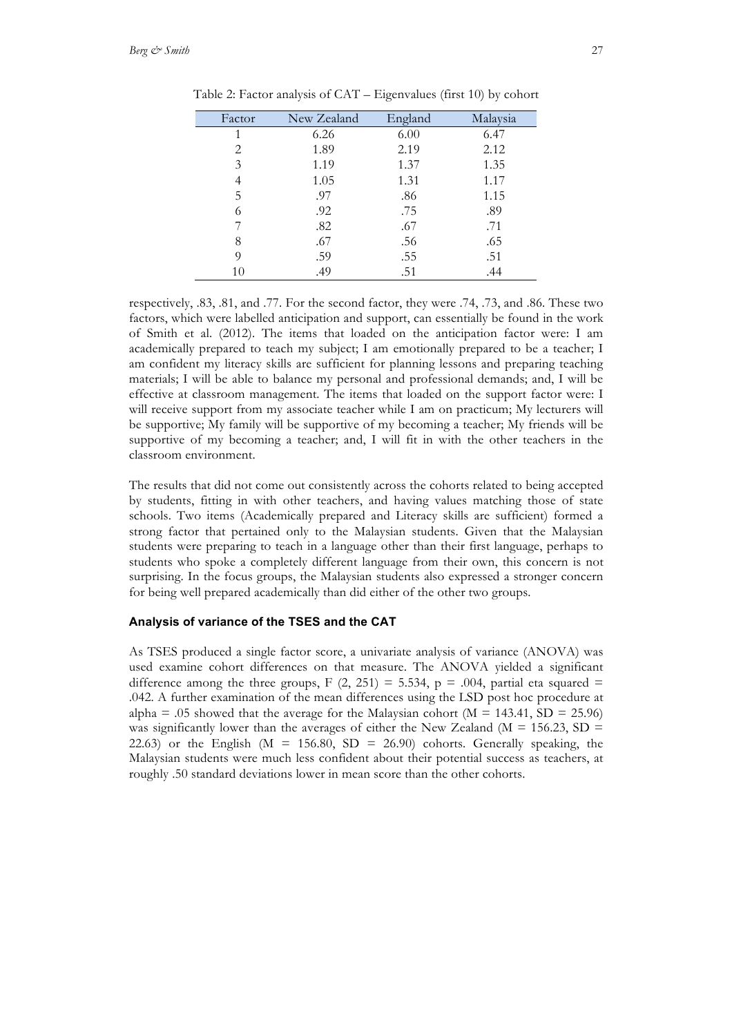Table 2: Factor analysis of CAT – Eigenvalues (first 10) by cohort

| Factor | New Zealand | England | Malaysia |
|---|---|---|---|
| 1 | 6.26 | 6.00 | 6.47 |
| 2 | 1.89 | 2.19 | 2.12 |
| 3 | 1.19 | 1.37 | 1.35 |
| 4 | 1.05 | 1.31 | 1.17 |
| 5 | .97 | .86 | 1.15 |
| 6 | .92 | .75 | .89 |
| 7 | .82 | .67 | .71 |
| 8 | .67 | .56 | .65 |
| 9 | .59 | .55 | .51 |
| 10 | .49 | .51 | .44 |

respectively, .83, .81, and .77. For the second factor, they were .74, .73, and .86. These two factors, which were labelled anticipation and support, can essentially be found in the work of Smith et al. (2012). The items that loaded on the anticipation factor were: I am academically prepared to teach my subject; I am emotionally prepared to be a teacher; I am confident my literacy skills are sufficient for planning lessons and preparing teaching materials; I will be able to balance my personal and professional demands; and, I will be effective at classroom management. The items that loaded on the support factor were: I will receive support from my associate teacher while I am on practicum; My lecturers will be supportive; My family will be supportive of my becoming a teacher; My friends will be supportive of my becoming a teacher; and, I will fit in with the other teachers in the classroom environment.

The results that did not come out consistently across the cohorts related to being accepted by students, fitting in with other teachers, and having values matching those of state schools. Two items (Academically prepared and Literacy skills are sufficient) formed a strong factor that pertained only to the Malaysian students. Given that the Malaysian students were preparing to teach in a language other than their first language, perhaps to students who spoke a completely different language from their own, this concern is not surprising. In the focus groups, the Malaysian students also expressed a stronger concern for being well prepared academically than did either of the other two groups.

### Analysis of variance of the TSES and the CAT

As TSES produced a single factor score, a univariate analysis of variance (ANOVA) was used examine cohort differences on that measure. The ANOVA yielded a significant difference among the three groups, $F(2, 251) = 5.534$, $p = .004$, partial eta squared = .042. A further examination of the mean differences using the LSD post hoc procedure at alpha = .05 showed that the average for the Malaysian cohort ($M = 143.41$, $SD = 25.96$) was significantly lower than the averages of either the New Zealand ($M = 156.23$, $SD = 22.63$) or the English ($M = 156.80$, $SD = 26.90$) cohorts. Generally speaking, the Malaysian students were much less confident about their potential success as teachers, at roughly .50 standard deviations lower in mean score than the other cohorts.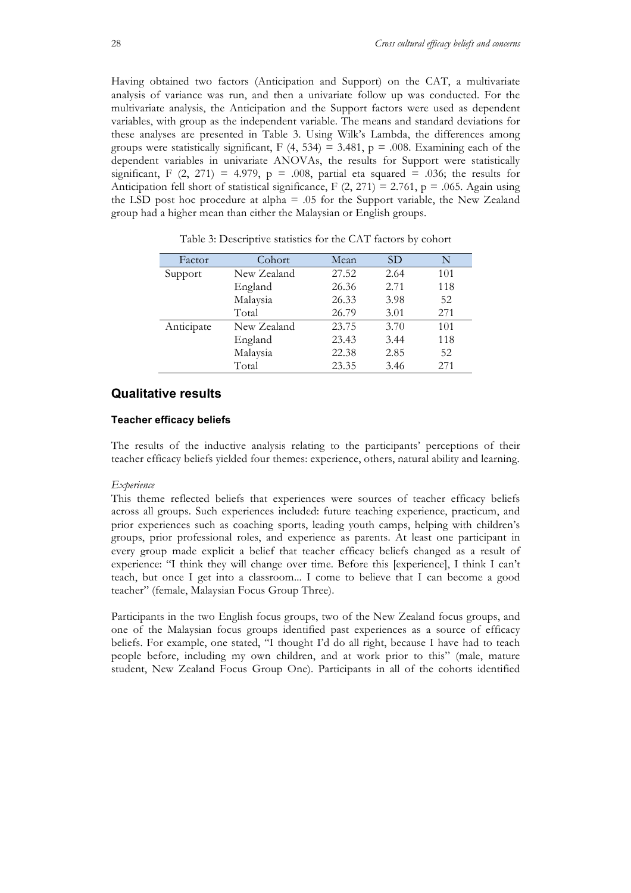Having obtained two factors (Anticipation and Support) on the CAT, a multivariate analysis of variance was run, and then a univariate follow up was conducted. For the multivariate analysis, the Anticipation and the Support factors were used as dependent variables, with group as the independent variable. The means and standard deviations for these analyses are presented in Table 3. Using Wilk's Lambda, the differences among groups were statistically significant, $F(4, 534) = 3.481$, $p = .008$. Examining each of the dependent variables in univariate ANOVAs, the results for Support were statistically significant, $F(2, 271) = 4.979$, $p = .008$, partial eta squared = .036; the results for Anticipation fell short of statistical significance, $F(2, 271) = 2.761$, $p = .065$. Again using the LSD post hoc procedure at alpha = .05 for the Support variable, the New Zealand group had a higher mean than either the Malaysian or English groups.

Table 3: Descriptive statistics for the CAT factors by cohort

| Factor | Cohort | Mean | SD | N |
|---|---|---|---|---|
| Support | New Zealand | 27.52 | 2.64 | 101 |
| | England | 26.36 | 2.71 | 118 |
| | Malaysia | 26.33 | 3.98 | 52 |
| | Total | 26.79 | 3.01 | 271 |
| Anticipate | New Zealand | 23.75 | 3.70 | 101 |
| | England | 23.43 | 3.44 | 118 |
| | Malaysia | 22.38 | 2.85 | 52 |
| | Total | 23.35 | 3.46 | 271 |

## Qualitative results

### Teacher efficacy beliefs

The results of the inductive analysis relating to the participants' perceptions of their teacher efficacy beliefs yielded four themes: experience, others, natural ability and learning.

*Experience*

This theme reflected beliefs that experiences were sources of teacher efficacy beliefs across all groups. Such experiences included: future teaching experience, practicum, and prior experiences such as coaching sports, leading youth camps, helping with children's groups, prior professional roles, and experience as parents. At least one participant in every group made explicit a belief that teacher efficacy beliefs changed as a result of experience: "I think they will change over time. Before this [experience], I think I can't teach, but once I get into a classroom... I come to believe that I can become a good teacher" (female, Malaysian Focus Group Three).

Participants in the two English focus groups, two of the New Zealand focus groups, and one of the Malaysian focus groups identified past experiences as a source of efficacy beliefs. For example, one stated, "I thought I'd do all right, because I have had to teach people before, including my own children, and at work prior to this" (male, mature student, New Zealand Focus Group One). Participants in all of the cohorts identified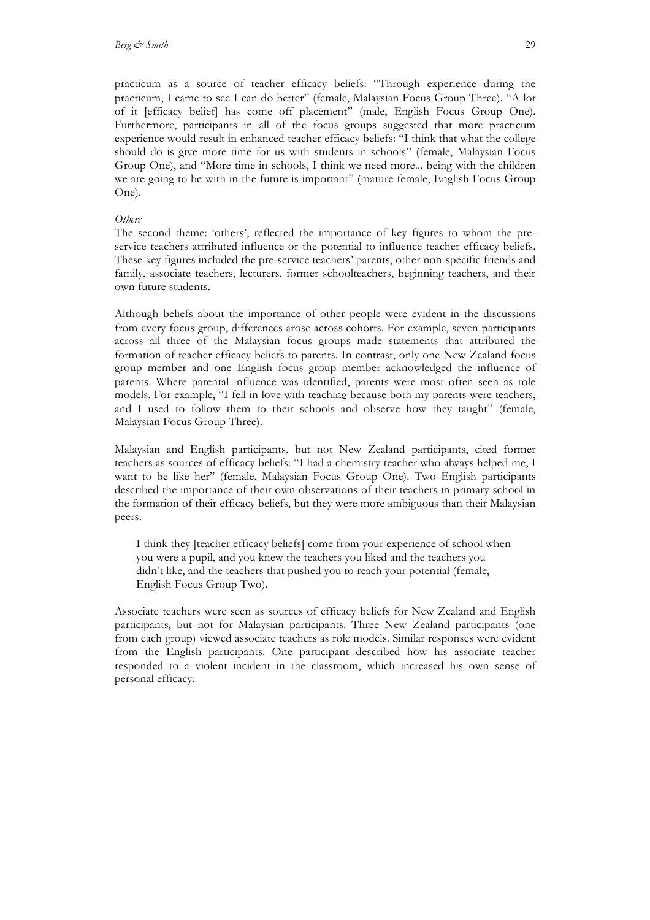practicum as a source of teacher efficacy beliefs: "Through experience during the practicum, I came to see I can do better" (female, Malaysian Focus Group Three). "A lot of it [efficacy belief] has come off placement" (male, English Focus Group One). Furthermore, participants in all of the focus groups suggested that more practicum experience would result in enhanced teacher efficacy beliefs: "I think that what the college should do is give more time for us with students in schools" (female, Malaysian Focus Group One), and "More time in schools, I think we need more... being with the children we are going to be with in the future is important" (mature female, English Focus Group One).

*Others*

The second theme: 'others', reflected the importance of key figures to whom the pre-service teachers attributed influence or the potential to influence teacher efficacy beliefs. These key figures included the pre-service teachers' parents, other non-specific friends and family, associate teachers, lecturers, former schoolteachers, beginning teachers, and their own future students.

Although beliefs about the importance of other people were evident in the discussions from every focus group, differences arose across cohorts. For example, seven participants across all three of the Malaysian focus groups made statements that attributed the formation of teacher efficacy beliefs to parents. In contrast, only one New Zealand focus group member and one English focus group member acknowledged the influence of parents. Where parental influence was identified, parents were most often seen as role models. For example, "I fell in love with teaching because both my parents were teachers, and I used to follow them to their schools and observe how they taught" (female, Malaysian Focus Group Three).

Malaysian and English participants, but not New Zealand participants, cited former teachers as sources of efficacy beliefs: "I had a chemistry teacher who always helped me; I want to be like her" (female, Malaysian Focus Group One). Two English participants described the importance of their own observations of their teachers in primary school in the formation of their efficacy beliefs, but they were more ambiguous than their Malaysian peers.

> I think they [teacher efficacy beliefs] come from your experience of school when you were a pupil, and you knew the teachers you liked and the teachers you didn't like, and the teachers that pushed you to reach your potential (female, English Focus Group Two).

Associate teachers were seen as sources of efficacy beliefs for New Zealand and English participants, but not for Malaysian participants. Three New Zealand participants (one from each group) viewed associate teachers as role models. Similar responses were evident from the English participants. One participant described how his associate teacher responded to a violent incident in the classroom, which increased his own sense of personal efficacy.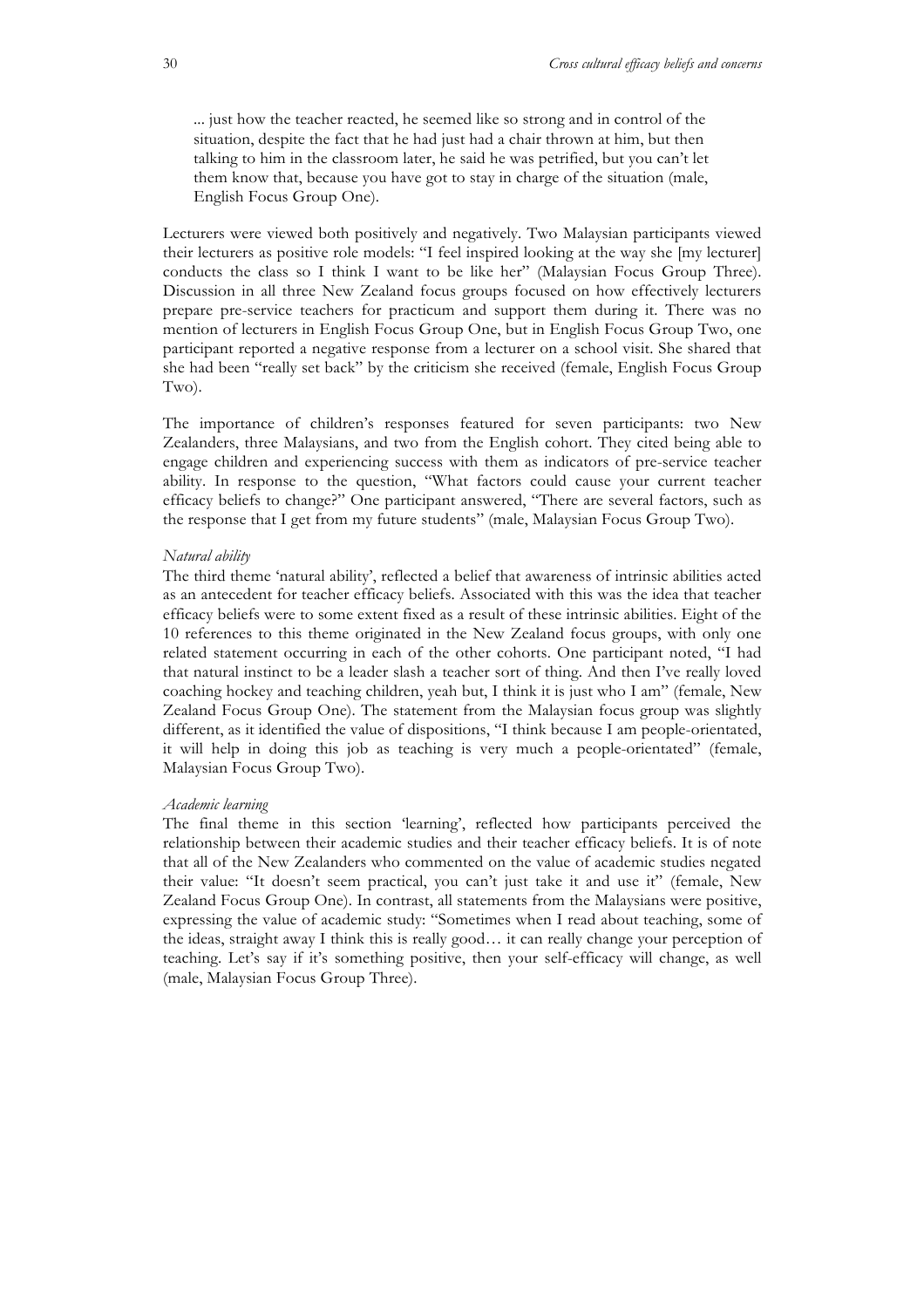... just how the teacher reacted, he seemed like so strong and in control of the situation, despite the fact that he had just had a chair thrown at him, but then talking to him in the classroom later, he said he was petrified, but you can't let them know that, because you have got to stay in charge of the situation (male, English Focus Group One).

Lecturers were viewed both positively and negatively. Two Malaysian participants viewed their lecturers as positive role models: "I feel inspired looking at the way she [my lecturer] conducts the class so I think I want to be like her" (Malaysian Focus Group Three). Discussion in all three New Zealand focus groups focused on how effectively lecturers prepare pre-service teachers for practicum and support them during it. There was no mention of lecturers in English Focus Group One, but in English Focus Group Two, one participant reported a negative response from a lecturer on a school visit. She shared that she had been "really set back" by the criticism she received (female, English Focus Group Two).

The importance of children's responses featured for seven participants: two New Zealanders, three Malaysians, and two from the English cohort. They cited being able to engage children and experiencing success with them as indicators of pre-service teacher ability. In response to the question, "What factors could cause your current teacher efficacy beliefs to change?" One participant answered, "There are several factors, such as the response that I get from my future students" (male, Malaysian Focus Group Two).

*Natural ability*

The third theme 'natural ability', reflected a belief that awareness of intrinsic abilities acted as an antecedent for teacher efficacy beliefs. Associated with this was the idea that teacher efficacy beliefs were to some extent fixed as a result of these intrinsic abilities. Eight of the 10 references to this theme originated in the New Zealand focus groups, with only one related statement occurring in each of the other cohorts. One participant noted, "I had that natural instinct to be a leader slash a teacher sort of thing. And then I've really loved coaching hockey and teaching children, yeah but, I think it is just who I am" (female, New Zealand Focus Group One). The statement from the Malaysian focus group was slightly different, as it identified the value of dispositions, "I think because I am people-orientated, it will help in doing this job as teaching is very much a people-orientated" (female, Malaysian Focus Group Two).

*Academic learning*

The final theme in this section 'learning', reflected how participants perceived the relationship between their academic studies and their teacher efficacy beliefs. It is of note that all of the New Zealanders who commented on the value of academic studies negated their value: "It doesn't seem practical, you can't just take it and use it" (female, New Zealand Focus Group One). In contrast, all statements from the Malaysians were positive, expressing the value of academic study: "Sometimes when I read about teaching, some of the ideas, straight away I think this is really good… it can really change your perception of teaching. Let's say if it's something positive, then your self-efficacy will change, as well (male, Malaysian Focus Group Three).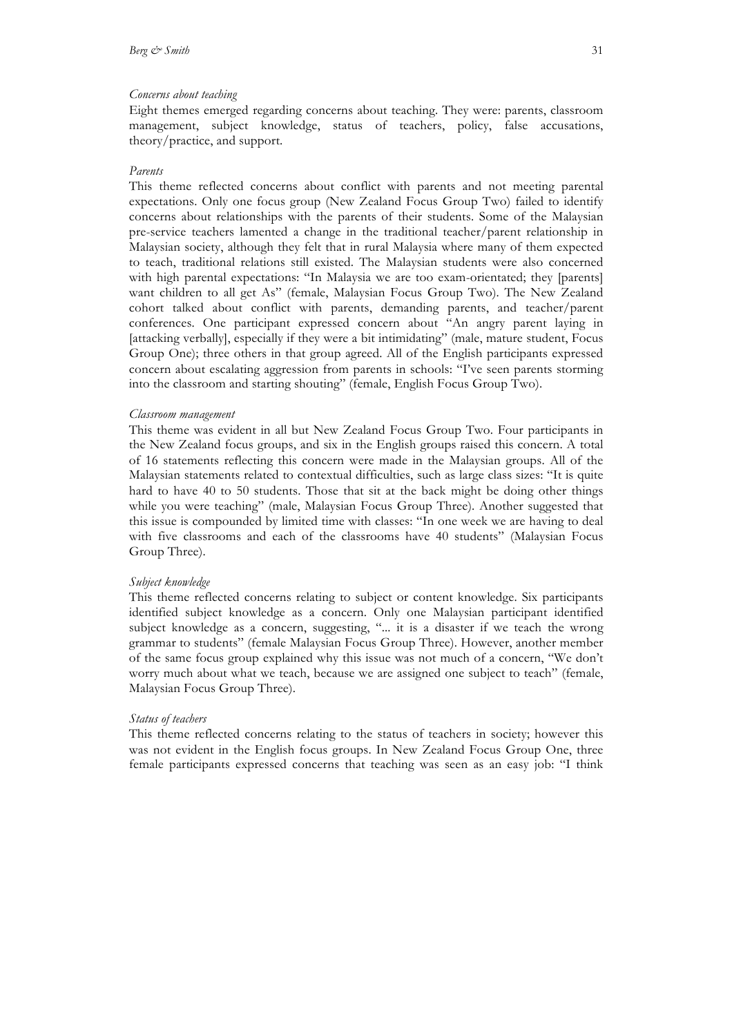*Concerns about teaching*

Eight themes emerged regarding concerns about teaching. They were: parents, classroom management, subject knowledge, status of teachers, policy, false accusations, theory/practice, and support.

*Parents*

This theme reflected concerns about conflict with parents and not meeting parental expectations. Only one focus group (New Zealand Focus Group Two) failed to identify concerns about relationships with the parents of their students. Some of the Malaysian pre-service teachers lamented a change in the traditional teacher/parent relationship in Malaysian society, although they felt that in rural Malaysia where many of them expected to teach, traditional relations still existed. The Malaysian students were also concerned with high parental expectations: "In Malaysia we are too exam-orientated; they [parents] want children to all get As" (female, Malaysian Focus Group Two). The New Zealand cohort talked about conflict with parents, demanding parents, and teacher/parent conferences. One participant expressed concern about "An angry parent laying in [attacking verbally], especially if they were a bit intimidating" (male, mature student, Focus Group One); three others in that group agreed. All of the English participants expressed concern about escalating aggression from parents in schools: "I've seen parents storming into the classroom and starting shouting" (female, English Focus Group Two).

*Classroom management*

This theme was evident in all but New Zealand Focus Group Two. Four participants in the New Zealand focus groups, and six in the English groups raised this concern. A total of 16 statements reflecting this concern were made in the Malaysian groups. All of the Malaysian statements related to contextual difficulties, such as large class sizes: "It is quite hard to have 40 to 50 students. Those that sit at the back might be doing other things while you were teaching" (male, Malaysian Focus Group Three). Another suggested that this issue is compounded by limited time with classes: "In one week we are having to deal with five classrooms and each of the classrooms have 40 students" (Malaysian Focus Group Three).

*Subject knowledge*

This theme reflected concerns relating to subject or content knowledge. Six participants identified subject knowledge as a concern. Only one Malaysian participant identified subject knowledge as a concern, suggesting, "... it is a disaster if we teach the wrong grammar to students" (female Malaysian Focus Group Three). However, another member of the same focus group explained why this issue was not much of a concern, "We don't worry much about what we teach, because we are assigned one subject to teach" (female, Malaysian Focus Group Three).

*Status of teachers*

This theme reflected concerns relating to the status of teachers in society; however this was not evident in the English focus groups. In New Zealand Focus Group One, three female participants expressed concerns that teaching was seen as an easy job: "I think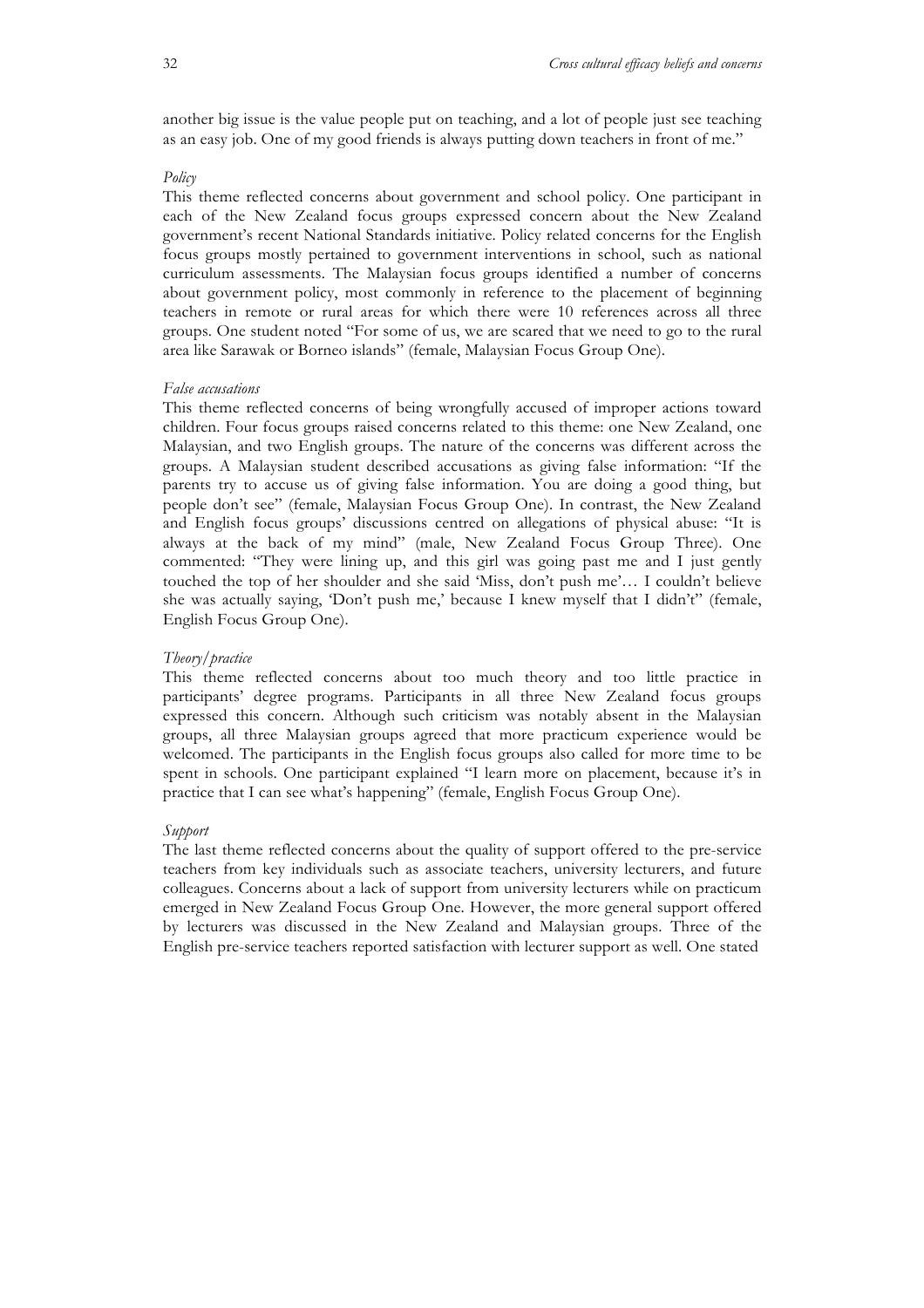another big issue is the value people put on teaching, and a lot of people just see teaching as an easy job. One of my good friends is always putting down teachers in front of me."

*Policy*

This theme reflected concerns about government and school policy. One participant in each of the New Zealand focus groups expressed concern about the New Zealand government's recent National Standards initiative. Policy related concerns for the English focus groups mostly pertained to government interventions in school, such as national curriculum assessments. The Malaysian focus groups identified a number of concerns about government policy, most commonly in reference to the placement of beginning teachers in remote or rural areas for which there were 10 references across all three groups. One student noted "For some of us, we are scared that we need to go to the rural area like Sarawak or Borneo islands" (female, Malaysian Focus Group One).

*False accusations*

This theme reflected concerns of being wrongfully accused of improper actions toward children. Four focus groups raised concerns related to this theme: one New Zealand, one Malaysian, and two English groups. The nature of the concerns was different across the groups. A Malaysian student described accusations as giving false information: "If the parents try to accuse us of giving false information. You are doing a good thing, but people don't see" (female, Malaysian Focus Group One). In contrast, the New Zealand and English focus groups' discussions centred on allegations of physical abuse: "It is always at the back of my mind" (male, New Zealand Focus Group Three). One commented: "They were lining up, and this girl was going past me and I just gently touched the top of her shoulder and she said 'Miss, don't push me'… I couldn't believe she was actually saying, 'Don't push me,' because I knew myself that I didn't" (female, English Focus Group One).

*Theory/practice*

This theme reflected concerns about too much theory and too little practice in participants' degree programs. Participants in all three New Zealand focus groups expressed this concern. Although such criticism was notably absent in the Malaysian groups, all three Malaysian groups agreed that more practicum experience would be welcomed. The participants in the English focus groups also called for more time to be spent in schools. One participant explained "I learn more on placement, because it's in practice that I can see what's happening" (female, English Focus Group One).

*Support*

The last theme reflected concerns about the quality of support offered to the pre-service teachers from key individuals such as associate teachers, university lecturers, and future colleagues. Concerns about a lack of support from university lecturers while on practicum emerged in New Zealand Focus Group One. However, the more general support offered by lecturers was discussed in the New Zealand and Malaysian groups. Three of the English pre-service teachers reported satisfaction with lecturer support as well. One stated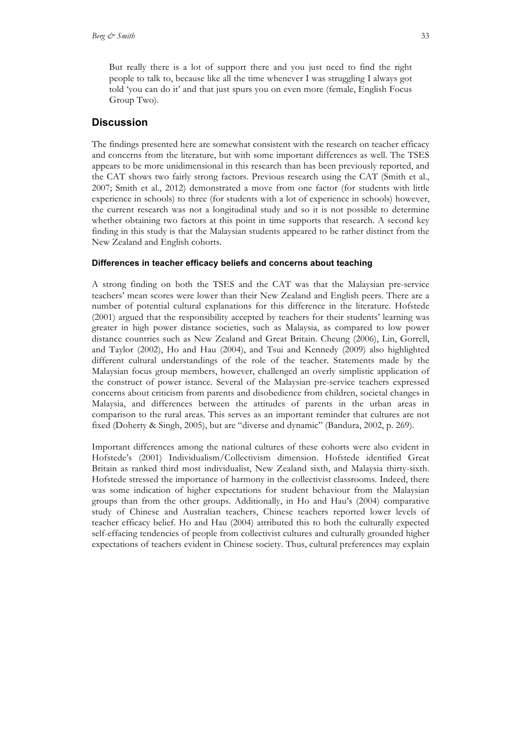But really there is a lot of support there and you just need to find the right people to talk to, because like all the time whenever I was struggling I always got told 'you can do it' and that just spurs you on even more (female, English Focus Group Two).

## Discussion

The findings presented here are somewhat consistent with the research on teacher efficacy and concerns from the literature, but with some important differences as well. The TSES appears to be more unidimensional in this research than has been previously reported, and the CAT shows two fairly strong factors. Previous research using the CAT (Smith et al., 2007; Smith et al., 2012) demonstrated a move from one factor (for students with little experience in schools) to three (for students with a lot of experience in schools) however, the current research was not a longitudinal study and so it is not possible to determine whether obtaining two factors at this point in time supports that research. A second key finding in this study is that the Malaysian students appeared to be rather distinct from the New Zealand and English cohorts.

### Differences in teacher efficacy beliefs and concerns about teaching

A strong finding on both the TSES and the CAT was that the Malaysian pre-service teachers' mean scores were lower than their New Zealand and English peers. There are a number of potential cultural explanations for this difference in the literature. Hofstede (2001) argued that the responsibility accepted by teachers for their students' learning was greater in high power distance societies, such as Malaysia, as compared to low power distance countries such as New Zealand and Great Britain. Cheung (2006), Lin, Gorrell, and Taylor (2002), Ho and Hau (2004), and Tsui and Kennedy (2009) also highlighted different cultural understandings of the role of the teacher. Statements made by the Malaysian focus group members, however, challenged an overly simplistic application of the construct of power istance. Several of the Malaysian pre-service teachers expressed concerns about criticism from parents and disobedience from children, societal changes in Malaysia, and differences between the attitudes of parents in the urban areas in comparison to the rural areas. This serves as an important reminder that cultures are not fixed (Doherty & Singh, 2005), but are "diverse and dynamic" (Bandura, 2002, p. 269).

Important differences among the national cultures of these cohorts were also evident in Hofstede's (2001) Individualism/Collectivism dimension. Hofstede identified Great Britain as ranked third most individualist, New Zealand sixth, and Malaysia thirty-sixth. Hofstede stressed the importance of harmony in the collectivist classrooms. Indeed, there was some indication of higher expectations for student behaviour from the Malaysian groups than from the other groups. Additionally, in Ho and Hau's (2004) comparative study of Chinese and Australian teachers, Chinese teachers reported lower levels of teacher efficacy belief. Ho and Hau (2004) attributed this to both the culturally expected self-effacing tendencies of people from collectivist cultures and culturally grounded higher expectations of teachers evident in Chinese society. Thus, cultural preferences may explain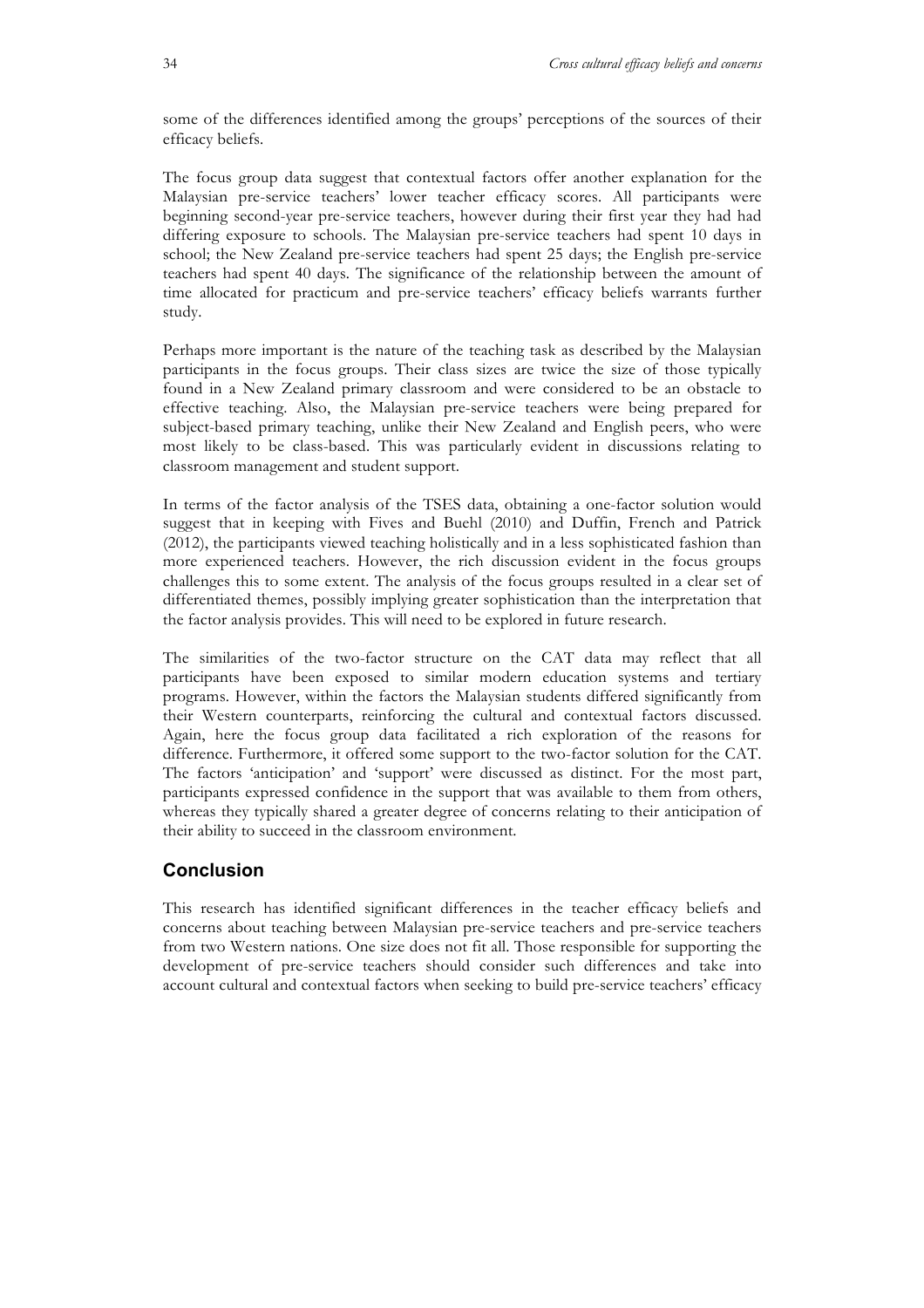some of the differences identified among the groups' perceptions of the sources of their efficacy beliefs.

The focus group data suggest that contextual factors offer another explanation for the Malaysian pre-service teachers' lower teacher efficacy scores. All participants were beginning second-year pre-service teachers, however during their first year they had had differing exposure to schools. The Malaysian pre-service teachers had spent 10 days in school; the New Zealand pre-service teachers had spent 25 days; the English pre-service teachers had spent 40 days. The significance of the relationship between the amount of time allocated for practicum and pre-service teachers' efficacy beliefs warrants further study.

Perhaps more important is the nature of the teaching task as described by the Malaysian participants in the focus groups. Their class sizes are twice the size of those typically found in a New Zealand primary classroom and were considered to be an obstacle to effective teaching. Also, the Malaysian pre-service teachers were being prepared for subject-based primary teaching, unlike their New Zealand and English peers, who were most likely to be class-based. This was particularly evident in discussions relating to classroom management and student support.

In terms of the factor analysis of the TSES data, obtaining a one-factor solution would suggest that in keeping with Fives and Buehl (2010) and Duffin, French and Patrick (2012), the participants viewed teaching holistically and in a less sophisticated fashion than more experienced teachers. However, the rich discussion evident in the focus groups challenges this to some extent. The analysis of the focus groups resulted in a clear set of differentiated themes, possibly implying greater sophistication than the interpretation that the factor analysis provides. This will need to be explored in future research.

The similarities of the two-factor structure on the CAT data may reflect that all participants have been exposed to similar modern education systems and tertiary programs. However, within the factors the Malaysian students differed significantly from their Western counterparts, reinforcing the cultural and contextual factors discussed. Again, here the focus group data facilitated a rich exploration of the reasons for difference. Furthermore, it offered some support to the two-factor solution for the CAT. The factors 'anticipation' and 'support' were discussed as distinct. For the most part, participants expressed confidence in the support that was available to them from others, whereas they typically shared a greater degree of concerns relating to their anticipation of their ability to succeed in the classroom environment.

## Conclusion

This research has identified significant differences in the teacher efficacy beliefs and concerns about teaching between Malaysian pre-service teachers and pre-service teachers from two Western nations. One size does not fit all. Those responsible for supporting the development of pre-service teachers should consider such differences and take into account cultural and contextual factors when seeking to build pre-service teachers' efficacy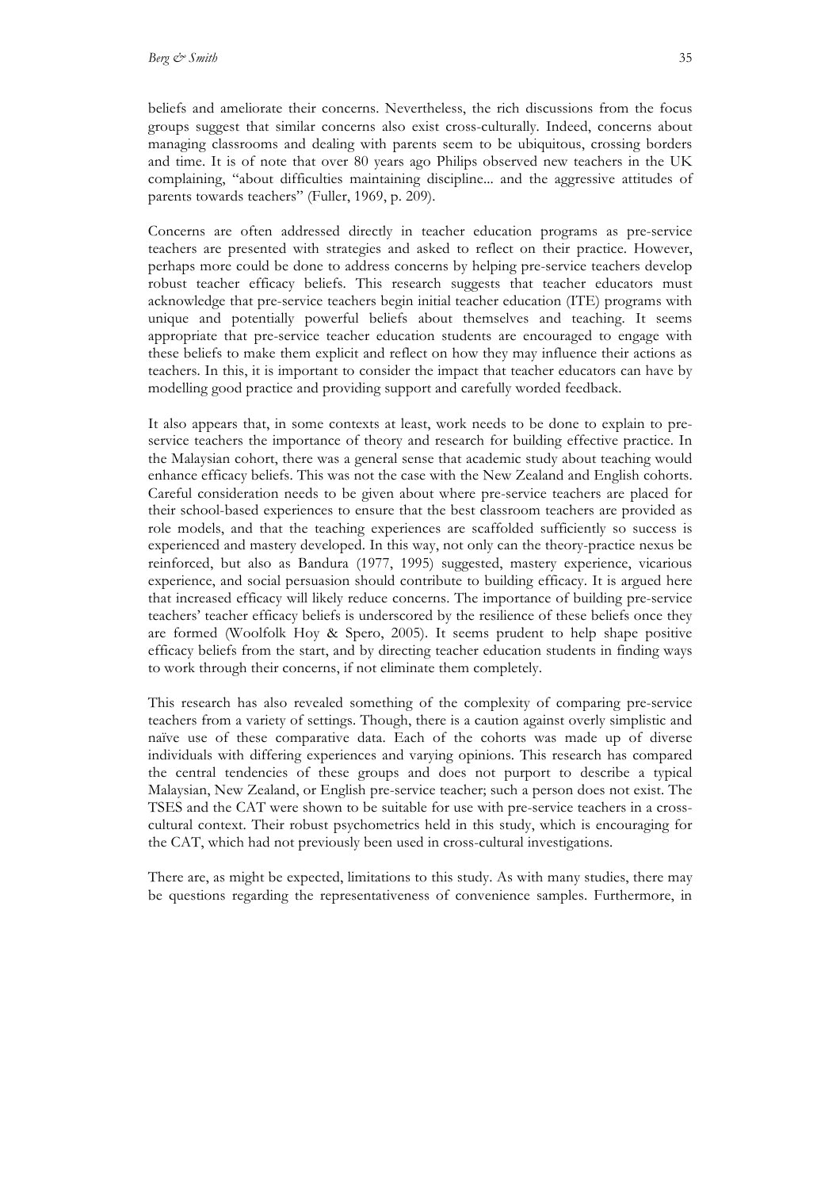beliefs and ameliorate their concerns. Nevertheless, the rich discussions from the focus groups suggest that similar concerns also exist cross-culturally. Indeed, concerns about managing classrooms and dealing with parents seem to be ubiquitous, crossing borders and time. It is of note that over 80 years ago Philips observed new teachers in the UK complaining, "about difficulties maintaining discipline... and the aggressive attitudes of parents towards teachers" (Fuller, 1969, p. 209).

Concerns are often addressed directly in teacher education programs as pre-service teachers are presented with strategies and asked to reflect on their practice. However, perhaps more could be done to address concerns by helping pre-service teachers develop robust teacher efficacy beliefs. This research suggests that teacher educators must acknowledge that pre-service teachers begin initial teacher education (ITE) programs with unique and potentially powerful beliefs about themselves and teaching. It seems appropriate that pre-service teacher education students are encouraged to engage with these beliefs to make them explicit and reflect on how they may influence their actions as teachers. In this, it is important to consider the impact that teacher educators can have by modelling good practice and providing support and carefully worded feedback.

It also appears that, in some contexts at least, work needs to be done to explain to pre-service teachers the importance of theory and research for building effective practice. In the Malaysian cohort, there was a general sense that academic study about teaching would enhance efficacy beliefs. This was not the case with the New Zealand and English cohorts. Careful consideration needs to be given about where pre-service teachers are placed for their school-based experiences to ensure that the best classroom teachers are provided as role models, and that the teaching experiences are scaffolded sufficiently so success is experienced and mastery developed. In this way, not only can the theory-practice nexus be reinforced, but also as Bandura (1977, 1995) suggested, mastery experience, vicarious experience, and social persuasion should contribute to building efficacy. It is argued here that increased efficacy will likely reduce concerns. The importance of building pre-service teachers' teacher efficacy beliefs is underscored by the resilience of these beliefs once they are formed (Woolfolk Hoy & Spero, 2005). It seems prudent to help shape positive efficacy beliefs from the start, and by directing teacher education students in finding ways to work through their concerns, if not eliminate them completely.

This research has also revealed something of the complexity of comparing pre-service teachers from a variety of settings. Though, there is a caution against overly simplistic and naïve use of these comparative data. Each of the cohorts was made up of diverse individuals with differing experiences and varying opinions. This research has compared the central tendencies of these groups and does not purport to describe a typical Malaysian, New Zealand, or English pre-service teacher; such a person does not exist. The TSES and the CAT were shown to be suitable for use with pre-service teachers in a cross-cultural context. Their robust psychometrics held in this study, which is encouraging for the CAT, which had not previously been used in cross-cultural investigations.

There are, as might be expected, limitations to this study. As with many studies, there may be questions regarding the representativeness of convenience samples. Furthermore, in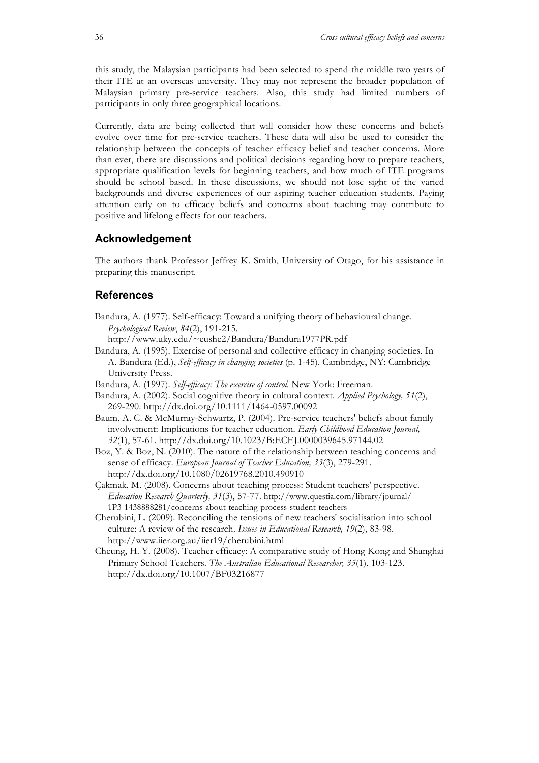this study, the Malaysian participants had been selected to spend the middle two years of their ITE at an overseas university. They may not represent the broader population of Malaysian primary pre-service teachers. Also, this study had limited numbers of participants in only three geographical locations.

Currently, data are being collected that will consider how these concerns and beliefs evolve over time for pre-service teachers. These data will also be used to consider the relationship between the concepts of teacher efficacy belief and teacher concerns. More than ever, there are discussions and political decisions regarding how to prepare teachers, appropriate qualification levels for beginning teachers, and how much of ITE programs should be school based. In these discussions, we should not lose sight of the varied backgrounds and diverse experiences of our aspiring teacher education students. Paying attention early on to efficacy beliefs and concerns about teaching may contribute to positive and lifelong effects for our teachers.

## Acknowledgement

The authors thank Professor Jeffrey K. Smith, University of Otago, for his assistance in preparing this manuscript.

## References

Bandura, A. (1977). Self-efficacy: Toward a unifying theory of behavioural change. *Psychological Review*, *84*(2), 191-215. http://www.uky.edu/~eushe2/Bandura/Bandura1977PR.pdf

Bandura, A. (1995). Exercise of personal and collective efficacy in changing societies. In A. Bandura (Ed.), *Self-efficacy in changing societies* (p. 1-45). Cambridge, NY: Cambridge University Press.

Bandura, A. (1997). *Self-efficacy: The exercise of control.* New York: Freeman.

Bandura, A. (2002). Social cognitive theory in cultural context. *Applied Psychology, 51*(2), 269-290. http://dx.doi.org/10.1111/1464-0597.00092

Baum, A. C. & McMurray-Schwartz, P. (2004). Pre-service teachers' beliefs about family involvement: Implications for teacher education. *Early Childhood Education Journal, 32*(1), 57-61. http://dx.doi.org/10.1023/B:ECEJ.0000039645.97144.02

Boz, Y. & Boz, N. (2010). The nature of the relationship between teaching concerns and sense of efficacy. *European Journal of Teacher Education, 33*(3), 279-291. http://dx.doi.org/10.1080/02619768.2010.490910

Çakmak, M. (2008). Concerns about teaching process: Student teachers' perspective. *Education Research Quarterly, 31*(3), 57-77. http://www.questia.com/library/journal/1P3-1438888281/concerns-about-teaching-process-student-teachers

Cherubini, L. (2009). Reconciling the tensions of new teachers' socialisation into school culture: A review of the research. *Issues in Educational Research, 19*(2), 83-98. http://www.iier.org.au/iier19/cherubini.html

Cheung, H. Y. (2008). Teacher efficacy: A comparative study of Hong Kong and Shanghai Primary School Teachers. *The Australian Educational Researcher, 35*(1), 103-123. http://dx.doi.org/10.1007/BF03216877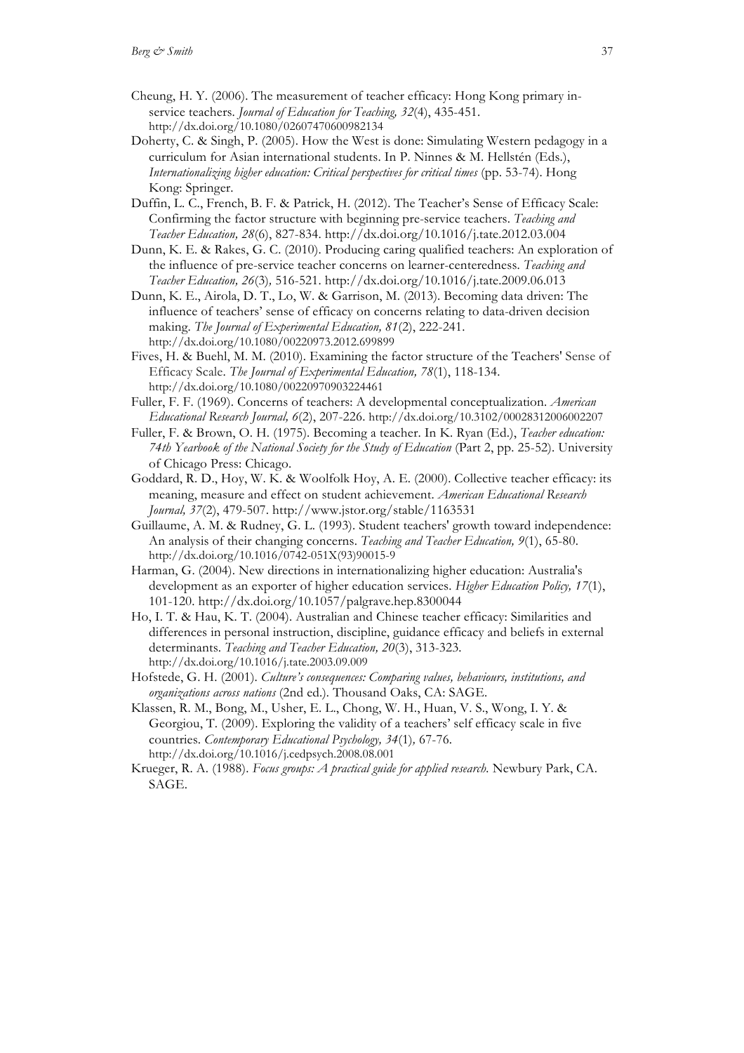Cheung, H. Y. (2006). The measurement of teacher efficacy: Hong Kong primary in-service teachers. *Journal of Education for Teaching, 32*(4), 435-451. http://dx.doi.org/10.1080/02607470600982134

Doherty, C. & Singh, P. (2005). How the West is done: Simulating Western pedagogy in a curriculum for Asian international students. In P. Ninnes & M. Hellstén (Eds.), *Internationalizing higher education: Critical perspectives for critical times* (pp. 53-74). Hong Kong: Springer.

Duffin, L. C., French, B. F. & Patrick, H. (2012). The Teacher's Sense of Efficacy Scale: Confirming the factor structure with beginning pre-service teachers. *Teaching and Teacher Education, 28*(6), 827-834. http://dx.doi.org/10.1016/j.tate.2012.03.004

Dunn, K. E. & Rakes, G. C. (2010). Producing caring qualified teachers: An exploration of the influence of pre-service teacher concerns on learner-centeredness. *Teaching and Teacher Education, 26*(3), 516-521. http://dx.doi.org/10.1016/j.tate.2009.06.013

Dunn, K. E., Airola, D. T., Lo, W. & Garrison, M. (2013). Becoming data driven: The influence of teachers' sense of efficacy on concerns relating to data-driven decision making. *The Journal of Experimental Education, 81*(2), 222-241. http://dx.doi.org/10.1080/00220973.2012.699899

Fives, H. & Buehl, M. M. (2010). Examining the factor structure of the Teachers' Sense of Efficacy Scale. *The Journal of Experimental Education, 78*(1), 118-134. http://dx.doi.org/10.1080/00220970903224461

Fuller, F. F. (1969). Concerns of teachers: A developmental conceptualization. *American Educational Research Journal, 6*(2), 207-226. http://dx.doi.org/10.3102/00028312006002207

Fuller, F. & Brown, O. H. (1975). Becoming a teacher. In K. Ryan (Ed.), *Teacher education: 74th Yearbook of the National Society for the Study of Education* (Part 2, pp. 25-52). University of Chicago Press: Chicago.

Goddard, R. D., Hoy, W. K. & Woolfolk Hoy, A. E. (2000). Collective teacher efficacy: its meaning, measure and effect on student achievement. *American Educational Research Journal, 37*(2), 479-507. http://www.jstor.org/stable/1163531

Guillaume, A. M. & Rudney, G. L. (1993). Student teachers' growth toward independence: An analysis of their changing concerns. *Teaching and Teacher Education, 9*(1), 65-80. http://dx.doi.org/10.1016/0742-051X(93)90015-9

Harman, G. (2004). New directions in internationalizing higher education: Australia's development as an exporter of higher education services. *Higher Education Policy, 17*(1), 101-120. http://dx.doi.org/10.1057/palgrave.hep.8300044

Ho, I. T. & Hau, K. T. (2004). Australian and Chinese teacher efficacy: Similarities and differences in personal instruction, discipline, guidance efficacy and beliefs in external determinants. *Teaching and Teacher Education, 20*(3), 313-323. http://dx.doi.org/10.1016/j.tate.2003.09.009

Hofstede, G. H. (2001). *Culture's consequences: Comparing values, behaviours, institutions, and organizations across nations* (2nd ed.). Thousand Oaks, CA: SAGE.

Klassen, R. M., Bong, M., Usher, E. L., Chong, W. H., Huan, V. S., Wong, I. Y. & Georgiou, T. (2009). Exploring the validity of a teachers' self efficacy scale in five countries. *Contemporary Educational Psychology, 34*(1), 67-76. http://dx.doi.org/10.1016/j.cedpsych.2008.08.001

Krueger, R. A. (1988). *Focus groups: A practical guide for applied research.* Newbury Park, CA. SAGE.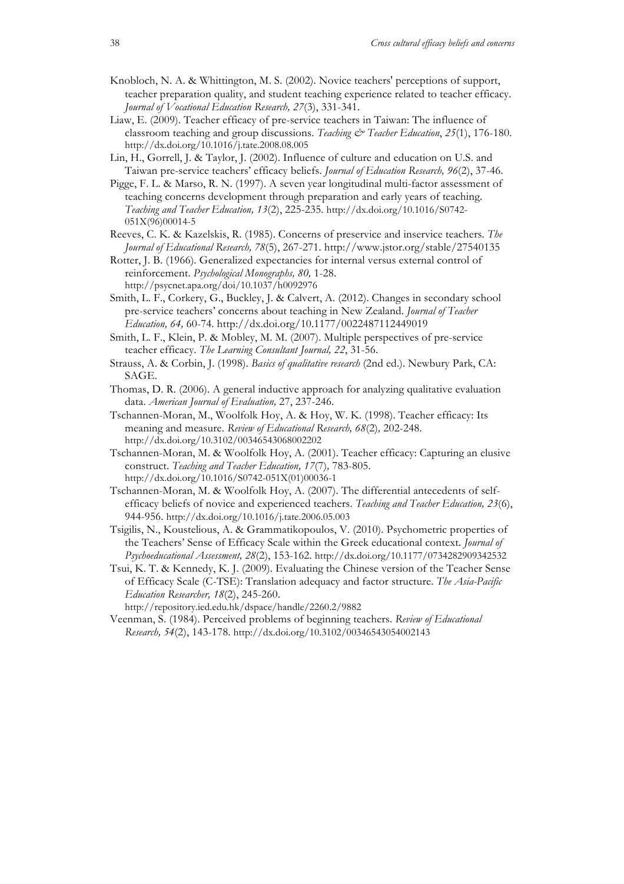Knobloch, N. A. & Whittington, M. S. (2002). Novice teachers' perceptions of support, teacher preparation quality, and student teaching experience related to teacher efficacy. *Journal of Vocational Education Research, 27*(3), 331-341.

Liaw, E. (2009). Teacher efficacy of pre-service teachers in Taiwan: The influence of classroom teaching and group discussions. *Teaching & Teacher Education*, *25*(1), 176-180. http://dx.doi.org/10.1016/j.tate.2008.08.005

Lin, H., Gorrell, J. & Taylor, J. (2002). Influence of culture and education on U.S. and Taiwan pre-service teachers' efficacy beliefs. *Journal of Education Research, 96*(2), 37-46.

Pigge, F. L. & Marso, R. N. (1997). A seven year longitudinal multi-factor assessment of teaching concerns development through preparation and early years of teaching. *Teaching and Teacher Education, 13*(2), 225-235. http://dx.doi.org/10.1016/S0742-051X(96)00014-5

Reeves, C. K. & Kazelskis, R. (1985). Concerns of preservice and inservice teachers. *The Journal of Educational Research, 78*(5), 267-271. http://www.jstor.org/stable/27540135

Rotter, J. B. (1966). Generalized expectancies for internal versus external control of reinforcement. *Psychological Monographs, 80,* 1-28. http://psycnet.apa.org/doi/10.1037/h0092976

Smith, L. F., Corkery, G., Buckley, J. & Calvert, A. (2012). Changes in secondary school pre-service teachers' concerns about teaching in New Zealand. *Journal of Teacher Education, 64,* 60-74. http://dx.doi.org/10.1177/0022487112449019

Smith, L. F., Klein, P. & Mobley, M. M. (2007). Multiple perspectives of pre-service teacher efficacy. *The Learning Consultant Journal, 22*, 31-56.

Strauss, A. & Corbin, J. (1998). *Basics of qualitative research* (2nd ed.). Newbury Park, CA: SAGE.

Thomas, D. R. (2006). A general inductive approach for analyzing qualitative evaluation data. *American Journal of Evaluation,* 27, 237-246.

Tschannen-Moran, M., Woolfolk Hoy, A. & Hoy, W. K. (1998). Teacher efficacy: Its meaning and measure. *Review of Educational Research, 68*(2)*,* 202-248. http://dx.doi.org/10.3102/00346543068002202

Tschannen-Moran, M. & Woolfolk Hoy, A. (2001). Teacher efficacy: Capturing an elusive construct. *Teaching and Teacher Education, 17*(7)*,* 783-805. http://dx.doi.org/10.1016/S0742-051X(01)00036-1

Tschannen-Moran, M. & Woolfolk Hoy, A. (2007). The differential antecedents of self-efficacy beliefs of novice and experienced teachers. *Teaching and Teacher Education, 23*(6), 944-956. http://dx.doi.org/10.1016/j.tate.2006.05.003

Tsigilis, N., Koustelious, A. & Grammatikopoulos, V. (2010). Psychometric properties of the Teachers' Sense of Efficacy Scale within the Greek educational context. *Journal of Psychoeducational Assessment, 28*(2), 153-162. http://dx.doi.org/10.1177/0734282909342532

Tsui, K. T. & Kennedy, K. J. (2009). Evaluating the Chinese version of the Teacher Sense of Efficacy Scale (C-TSE): Translation adequacy and factor structure. *The Asia-Pacific Education Researcher, 18*(2), 245-260. http://repository.ied.edu.hk/dspace/handle/2260.2/9882

Veenman, S. (1984). Perceived problems of beginning teachers. *Review of Educational Research, 54*(2), 143-178. http://dx.doi.org/10.3102/00346543054002143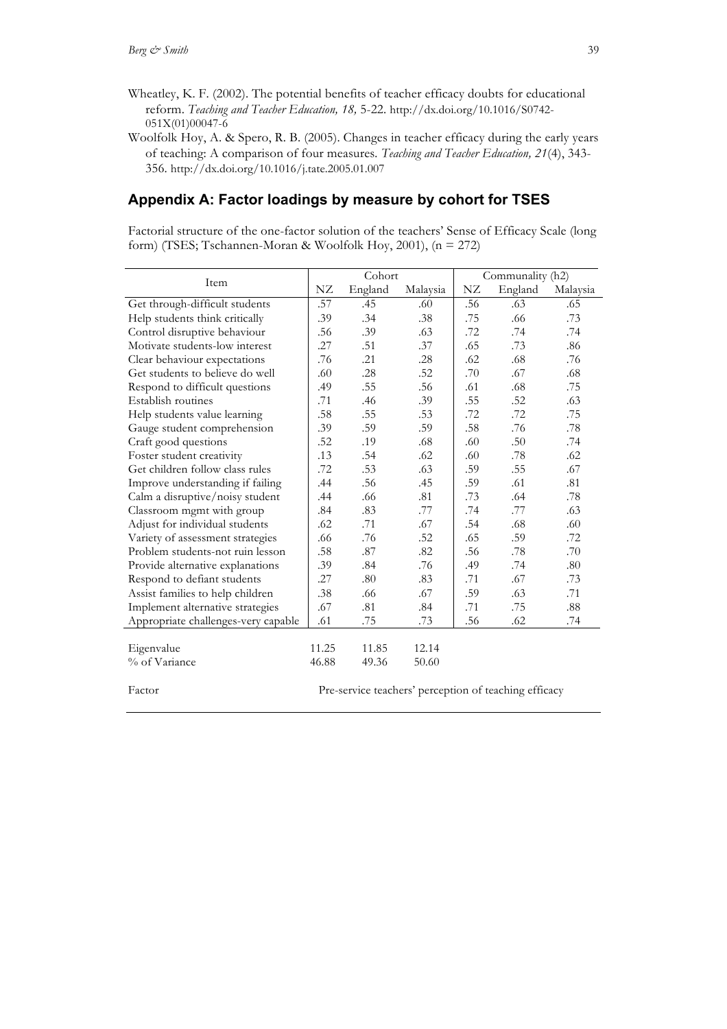Wheatley, K. F. (2002). The potential benefits of teacher efficacy doubts for educational reform. *Teaching and Teacher Education, 18,* 5-22. http://dx.doi.org/10.1016/S0742-051X(01)00047-6

Woolfolk Hoy, A. & Spero, R. B. (2005). Changes in teacher efficacy during the early years of teaching: A comparison of four measures. *Teaching and Teacher Education, 21*(4), 343-356. http://dx.doi.org/10.1016/j.tate.2005.01.007

## Appendix A: Factor loadings by measure by cohort for TSES

Factorial structure of the one-factor solution of the teachers' Sense of Efficacy Scale (long form) (TSES; Tschannen-Moran & Woolfolk Hoy, 2001), (n = 272)

| Item | Cohort | | | Communality (h2) | | |
|---|---|---|---|---|---|---|
| | NZ | England | Malaysia | NZ | England | Malaysia |
| Get through-difficult students | .57 | .45 | .60 | .56 | .63 | .65 |
| Help students think critically | .39 | .34 | .38 | .75 | .66 | .73 |
| Control disruptive behaviour | .56 | .39 | .63 | .72 | .74 | .74 |
| Motivate students-low interest | .27 | .51 | .37 | .65 | .73 | .86 |
| Clear behaviour expectations | .76 | .21 | .28 | .62 | .68 | .76 |
| Get students to believe do well | .60 | .28 | .52 | .70 | .67 | .68 |
| Respond to difficult questions | .49 | .55 | .56 | .61 | .68 | .75 |
| Establish routines | .71 | .46 | .39 | .55 | .52 | .63 |
| Help students value learning | .58 | .55 | .53 | .72 | .72 | .75 |
| Gauge student comprehension | .39 | .59 | .59 | .58 | .76 | .78 |
| Craft good questions | .52 | .19 | .68 | .60 | .50 | .74 |
| Foster student creativity | .13 | .54 | .62 | .60 | .78 | .62 |
| Get children follow class rules | .72 | .53 | .63 | .59 | .55 | .67 |
| Improve understanding if failing | .44 | .56 | .45 | .59 | .61 | .81 |
| Calm a disruptive/noisy student | .44 | .66 | .81 | .73 | .64 | .78 |
| Classroom mgmt with group | .84 | .83 | .77 | .74 | .77 | .63 |
| Adjust for individual students | .62 | .71 | .67 | .54 | .68 | .60 |
| Variety of assessment strategies | .66 | .76 | .52 | .65 | .59 | .72 |
| Problem students-not ruin lesson | .58 | .87 | .82 | .56 | .78 | .70 |
| Provide alternative explanations | .39 | .84 | .76 | .49 | .74 | .80 |
| Respond to defiant students | .27 | .80 | .83 | .71 | .67 | .73 |
| Assist families to help children | .38 | .66 | .67 | .59 | .63 | .71 |
| Implement alternative strategies | .67 | .81 | .84 | .71 | .75 | .88 |
| Appropriate challenges-very capable | .61 | .75 | .73 | .56 | .62 | .74 |
| Eigenvalue | 11.25 | 11.85 | 12.14 | | | |
| % of Variance | 46.88 | 49.36 | 50.60 | | | |
| Factor | Pre-service teachers' perception of teaching efficacy | | | | | |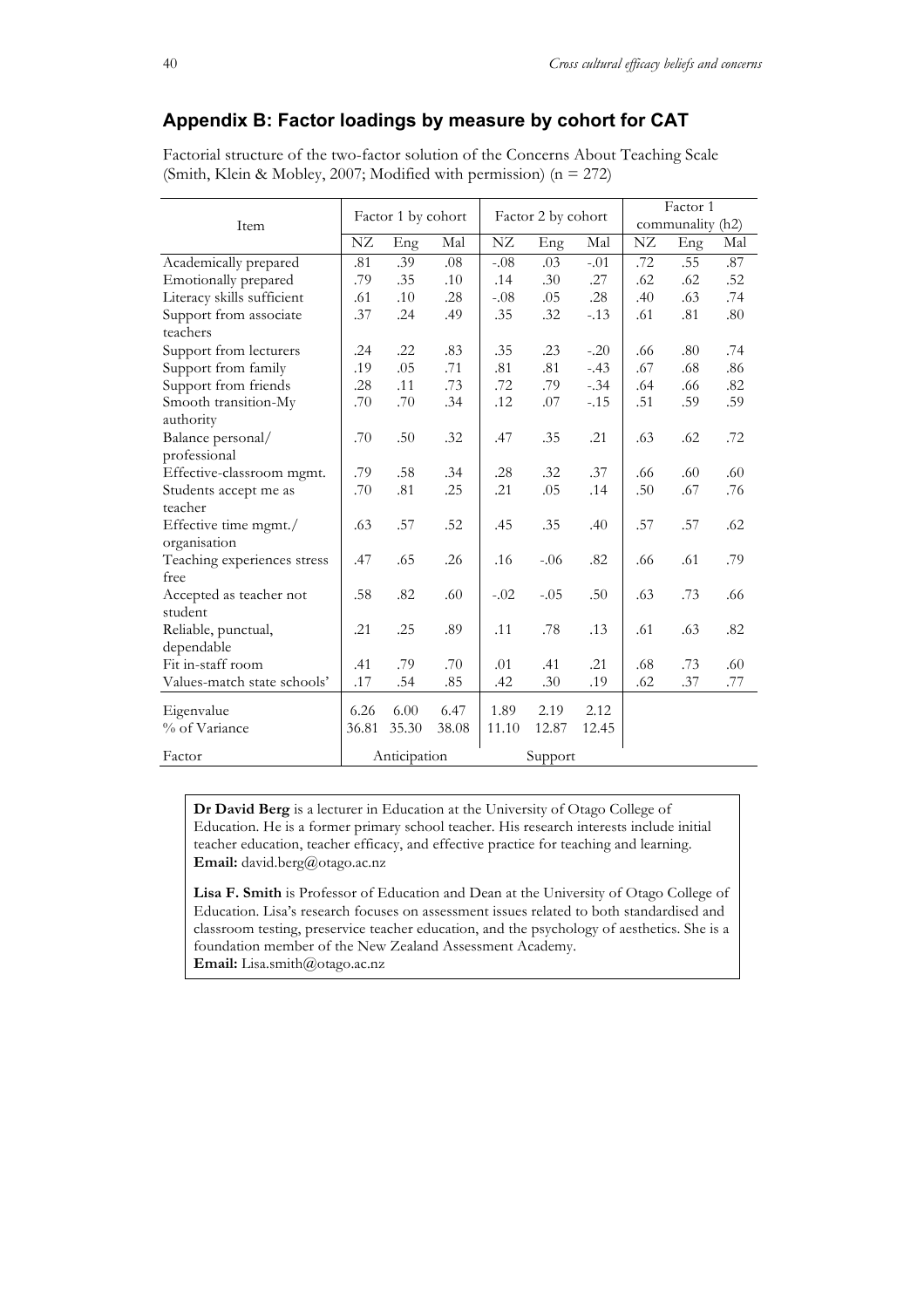## Appendix B: Factor loadings by measure by cohort for CAT

Factorial structure of the two-factor solution of the Concerns About Teaching Scale (Smith, Klein & Mobley, 2007; Modified with permission) (n = 272)

| Item | Factor 1 by cohort | | | Factor 2 by cohort | | | Factor 1 communality (h2) | | |
|---|---|---|---|---|---|---|---|---|---|
| | NZ | Eng | Mal | NZ | Eng | Mal | NZ | Eng | Mal |
| Academically prepared | .81 | .39 | .08 | -.08 | .03 | -.01 | .72 | .55 | .87 |
| Emotionally prepared | .79 | .35 | .10 | .14 | .30 | .27 | .62 | .62 | .52 |
| Literacy skills sufficient | .61 | .10 | .28 | -.08 | .05 | .28 | .40 | .63 | .74 |
| Support from associate teachers | .37 | .24 | .49 | .35 | .32 | -.13 | .61 | .81 | .80 |
| Support from lecturers | .24 | .22 | .83 | .35 | .23 | -.20 | .66 | .80 | .74 |
| Support from family | .19 | .05 | .71 | .81 | .81 | -.43 | .67 | .68 | .86 |
| Support from friends | .28 | .11 | .73 | .72 | .79 | -.34 | .64 | .66 | .82 |
| Smooth transition-My authority | .70 | .70 | .34 | .12 | .07 | -.15 | .51 | .59 | .59 |
| Balance personal/ professional | .70 | .50 | .32 | .47 | .35 | .21 | .63 | .62 | .72 |
| Effective-classroom mgmt. | .79 | .58 | .34 | .28 | .32 | .37 | .66 | .60 | .60 |
| Students accept me as teacher | .70 | .81 | .25 | .21 | .05 | .14 | .50 | .67 | .76 |
| Effective time mgmt./ organisation | .63 | .57 | .52 | .45 | .35 | .40 | .57 | .57 | .62 |
| Teaching experiences stress free | .47 | .65 | .26 | .16 | -.06 | .82 | .66 | .61 | .79 |
| Accepted as teacher not student | .58 | .82 | .60 | -.02 | -.05 | .50 | .63 | .73 | .66 |
| Reliable, punctual, dependable | .21 | .25 | .89 | .11 | .78 | .13 | .61 | .63 | .82 |
| Fit in-staff room | .41 | .79 | .70 | .01 | .41 | .21 | .68 | .73 | .60 |
| Values-match state schools' | .17 | .54 | .85 | .42 | .30 | .19 | .62 | .37 | .77 |
| Eigenvalue | 6.26 | 6.00 | 6.47 | 1.89 | 2.19 | 2.12 | | | |
| % of Variance | 36.81 | 35.30 | 38.08 | 11.10 | 12.87 | 12.45 | | | |
| Factor | Anticipation | | | Support | | | | | |

**Dr David Berg** is a lecturer in Education at the University of Otago College of Education. He is a former primary school teacher. His research interests include initial teacher education, teacher efficacy, and effective practice for teaching and learning.
**Email:** david.berg@otago.ac.nz

**Lisa F. Smith** is Professor of Education and Dean at the University of Otago College of Education. Lisa's research focuses on assessment issues related to both standardised and classroom testing, preservice teacher education, and the psychology of aesthetics. She is a foundation member of the New Zealand Assessment Academy.
**Email:** Lisa.smith@otago.ac.nz